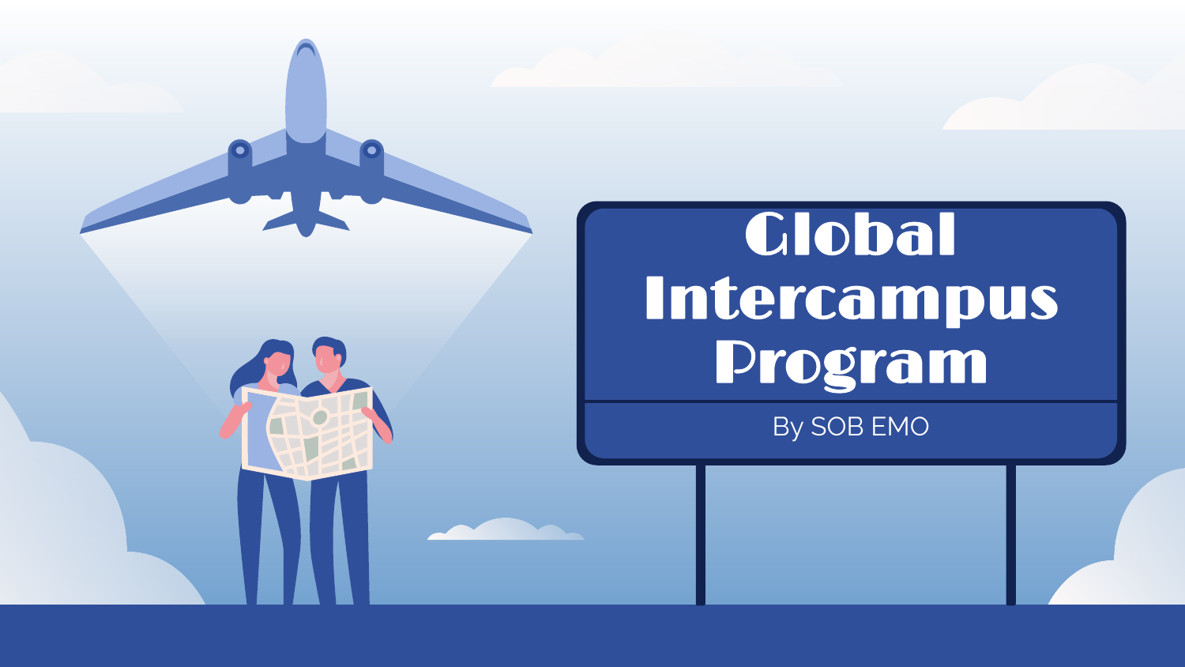# Global Intercampus Program

By SOB EMO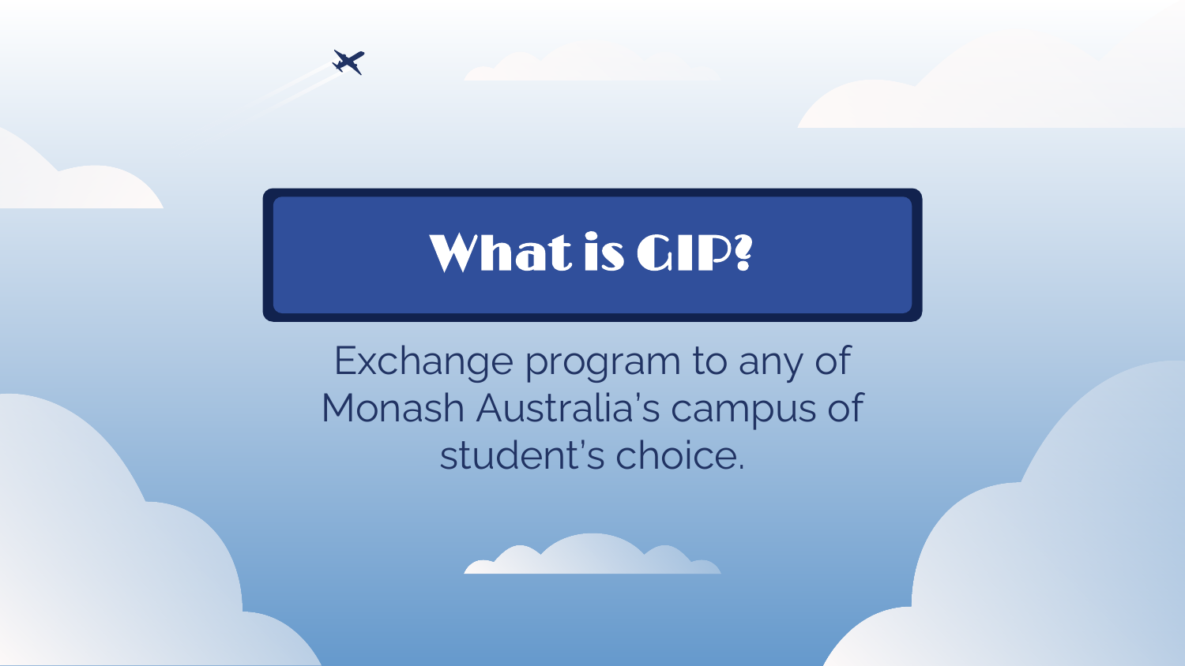# What is GIP?

Exchange program to any of Monash Australia's campus of student's choice.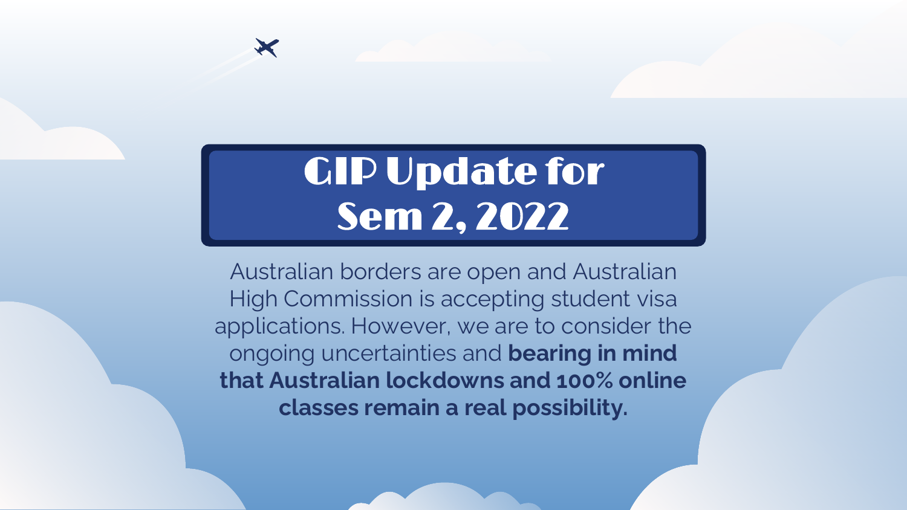# GIP Update for Sem 2, 2022

Australian borders are open and Australian High Commission is accepting student visa applications. However, we are to consider the ongoing uncertainties and **bearing in mind that Australian lockdowns and 100% online classes remain a real possibility.**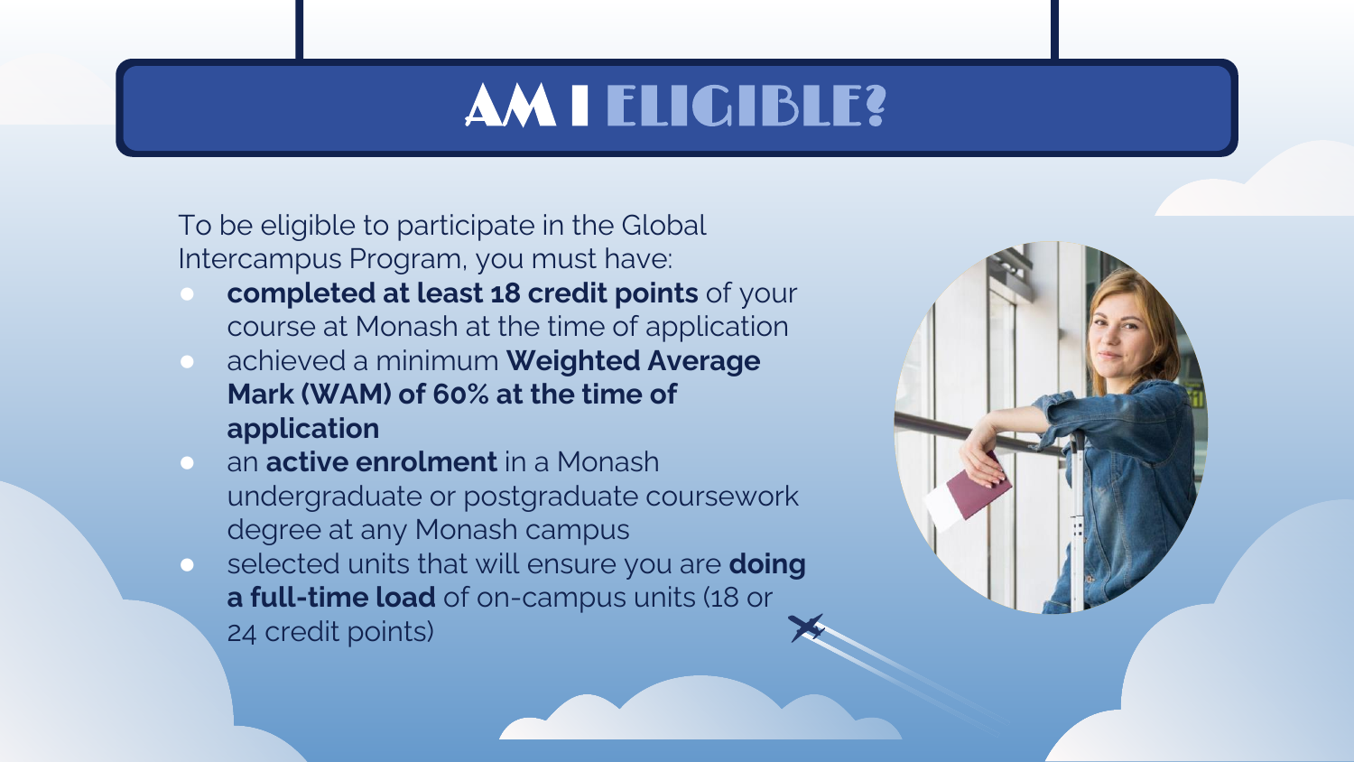# AM I ELIGIBLE?

To be eligible to participate in the Global Intercampus Program, you must have:

- **completed at least 18 credit points** of your course at Monash at the time of application
- achieved a minimum **Weighted Average Mark (WAM) of 60% at the time of application**
- an **active enrolment** in a Monash undergraduate or postgraduate coursework degree at any Monash campus
- selected units that will ensure you are **doing a full-time load** of on-campus units (18 or 24 credit points)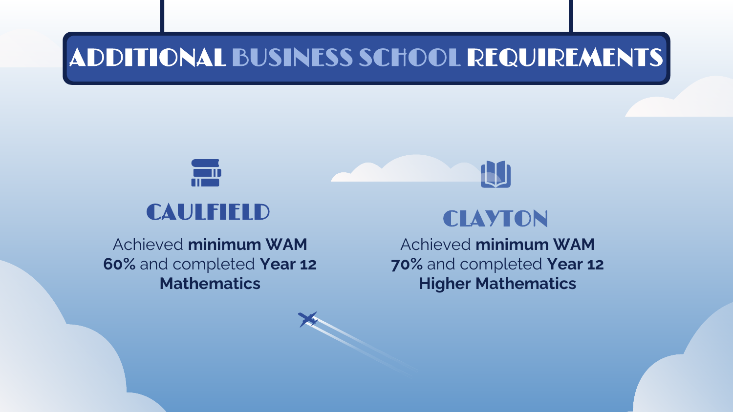# ADDITIONAL BUSINESS SCHOOL REQUIREMENTS

## CAULFIELD

Achieved **minimum WAM 60%** and completed **Year 12 Mathematics**

## CLAYTON

Achieved **minimum WAM 70%** and completed **Year 12 Higher Mathematics**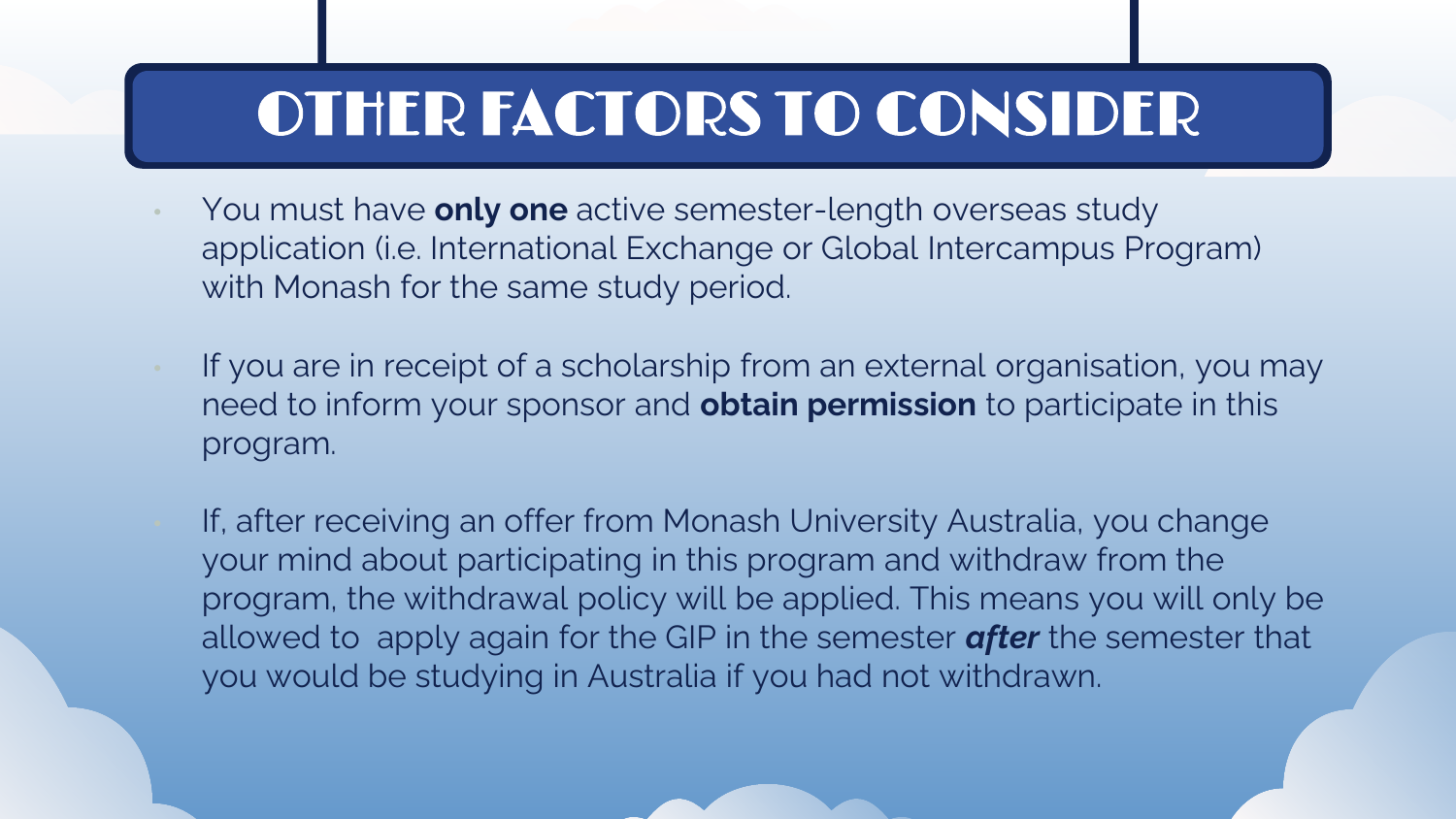# OTHER FACTORS TO CONSIDER

- You must have **only one** active semester-length overseas study application (i.e. International Exchange or Global Intercampus Program) with Monash for the same study period.
- If you are in receipt of a scholarship from an external organisation, you may need to inform your sponsor and **obtain permission** to participate in this program.
- If, after receiving an offer from Monash University Australia, you change your mind about participating in this program and withdraw from the program, the withdrawal policy will be applied. This means you will only be allowed to apply again for the GIP in the semester ***after*** the semester that you would be studying in Australia if you had not withdrawn.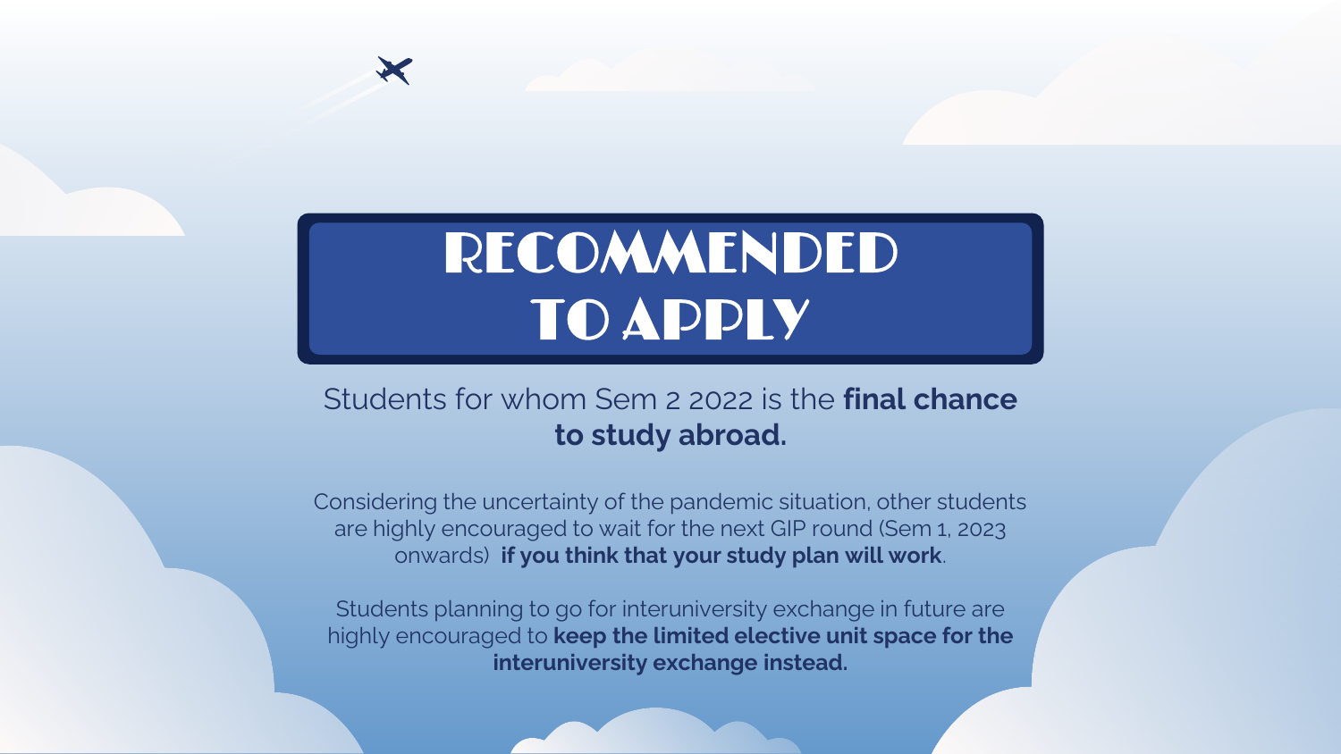# RECOMMENDED TO APPLY

Students for whom Sem 2 2022 is the **final chance to study abroad.**

Considering the uncertainty of the pandemic situation, other students are highly encouraged to wait for the next GIP round (Sem 1, 2023 onwards) **if you think that your study plan will work**.

Students planning to go for interuniversity exchange in future are highly encouraged to **keep the limited elective unit space for the interuniversity exchange instead.**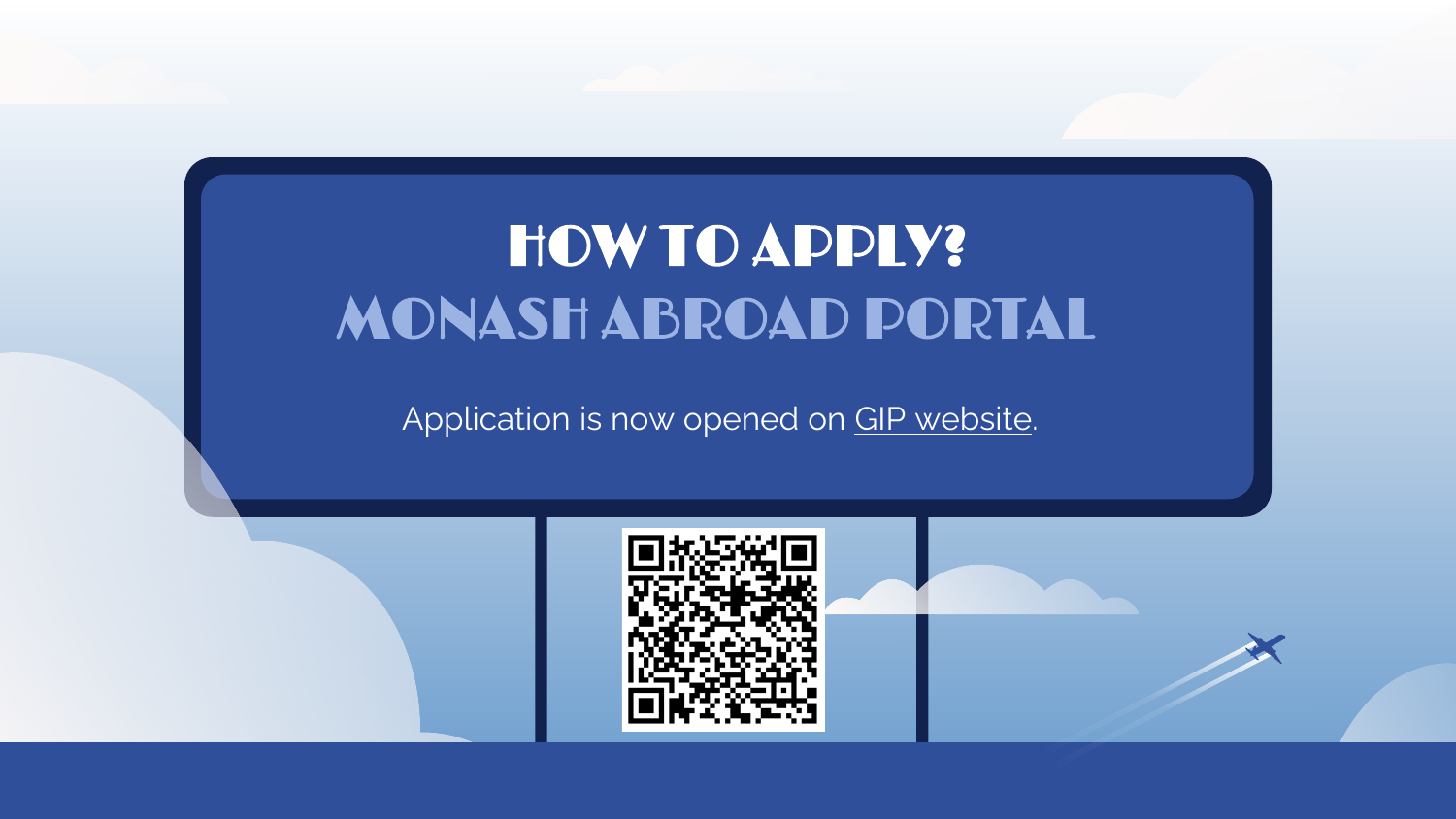# HOW TO APPLY?

## MONASH ABROAD PORTAL

Application is now opened on GIP website.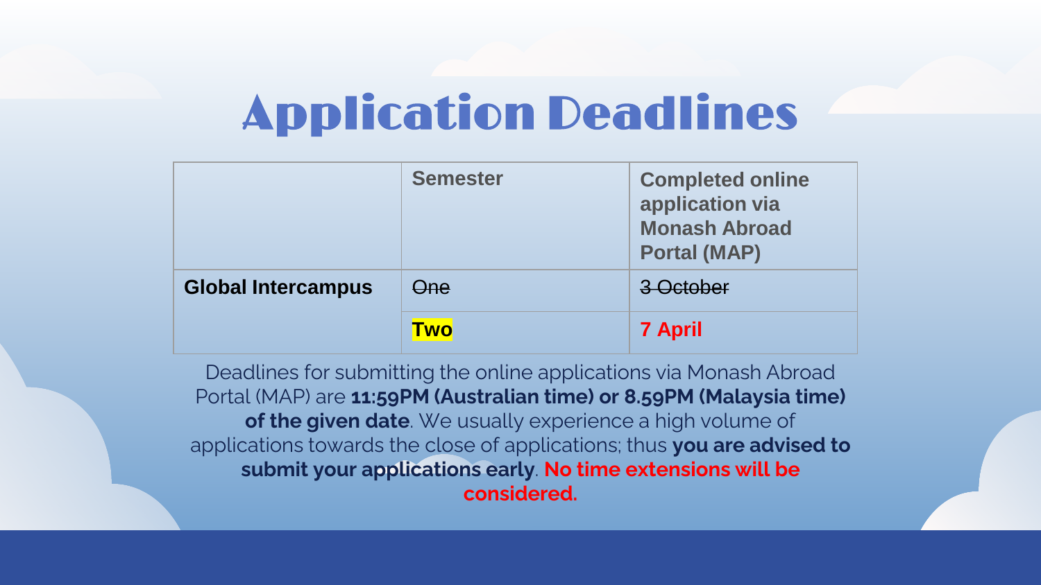# Application Deadlines

| | Semester | Completed online application via Monash Abroad Portal (MAP) |
|---|---|---|
| **Global Intercampus** | ~~One~~ | ~~3 October~~ |
| | **Two** | **7 April** |

Deadlines for submitting the online applications via Monash Abroad Portal (MAP) are **11:59PM (Australian time) or 8.59PM (Malaysia time) of the given date**. We usually experience a high volume of applications towards the close of applications; thus **you are advised to submit your applications early**. **No time extensions will be considered.**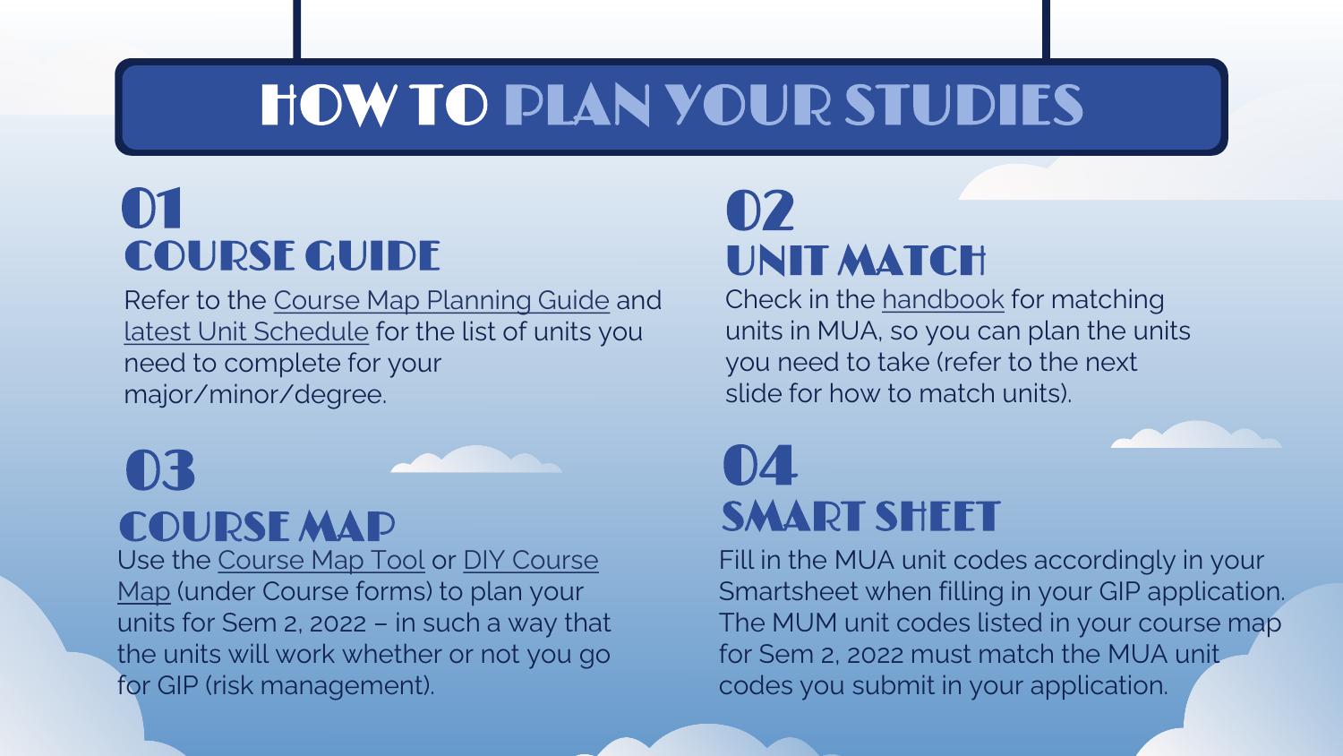# HOW TO PLAN YOUR STUDIES

## 01 COURSE GUIDE

Refer to the Course Map Planning Guide and latest Unit Schedule for the list of units you need to complete for your major/minor/degree.

## 02 UNIT MATCH

Check in the handbook for matching units in MUA, so you can plan the units you need to take (refer to the next slide for how to match units).

## 03 COURSE MAP

Use the Course Map Tool or DIY Course Map (under Course forms) to plan your units for Sem 2, 2022 – in such a way that the units will work whether or not you go for GIP (risk management).

## 04 SMART SHEET

Fill in the MUA unit codes accordingly in your Smartsheet when filling in your GIP application. The MUM unit codes listed in your course map for Sem 2, 2022 must match the MUA unit codes you submit in your application.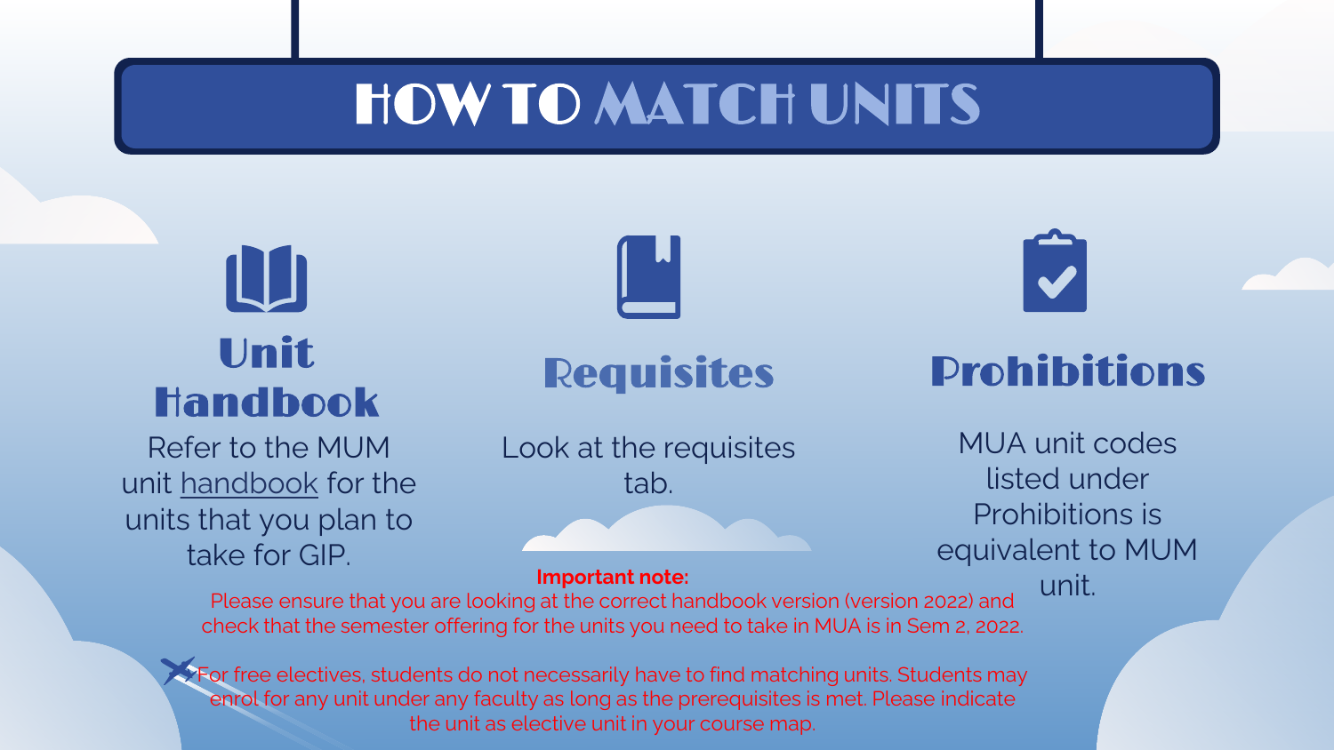# HOW TO MATCH UNITS

## Unit Handbook

Refer to the MUM unit handbook for the units that you plan to take for GIP.

## Requisites

Look at the requisites tab.

## Prohibitions

MUA unit codes listed under Prohibitions is equivalent to MUM unit.

**Important note:**

Please ensure that you are looking at the correct handbook version (version 2022) and check that the semester offering for the units you need to take in MUA is in Sem 2, 2022.

For free electives, students do not necessarily have to find matching units. Students may enrol for any unit under any faculty as long as the prerequisites is met. Please indicate the unit as elective unit in your course map.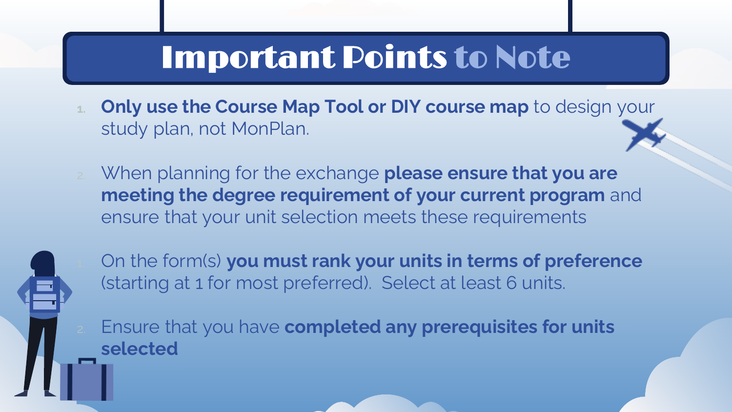# Important Points to Note

1. **Only use the Course Map Tool or DIY course map** to design your study plan, not MonPlan.

2. When planning for the exchange **please ensure that you are meeting the degree requirement of your current program** and ensure that your unit selection meets these requirements

1. On the form(s) **you must rank your units in terms of preference** (starting at 1 for most preferred). Select at least 6 units.

2. Ensure that you have **completed any prerequisites for units selected**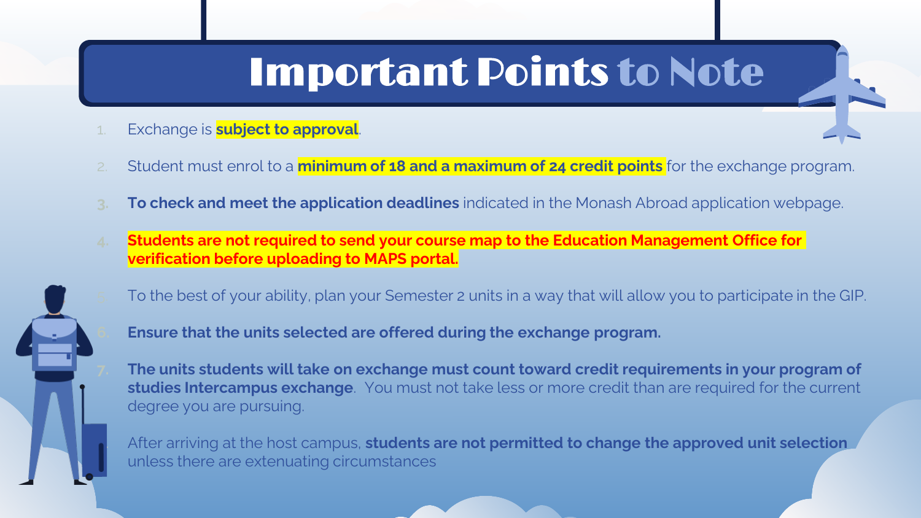# Important Points to Note

1. Exchange is **subject to approval**.
2. Student must enrol to a **minimum of 18 and a maximum of 24 credit points** for the exchange program.
3. **To check and meet the application deadlines** indicated in the Monash Abroad application webpage.
4. **Students are not required to send your course map to the Education Management Office for verification before uploading to MAPS portal.**
5. To the best of your ability, plan your Semester 2 units in a way that will allow you to participate in the GIP.
6. **Ensure that the units selected are offered during the exchange program.**
7. **The units students will take on exchange must count toward credit requirements in your program of studies Intercampus exchange**. You must not take less or more credit than are required for the current degree you are pursuing.

After arriving at the host campus, **students are not permitted to change the approved unit selection** unless there are extenuating circumstances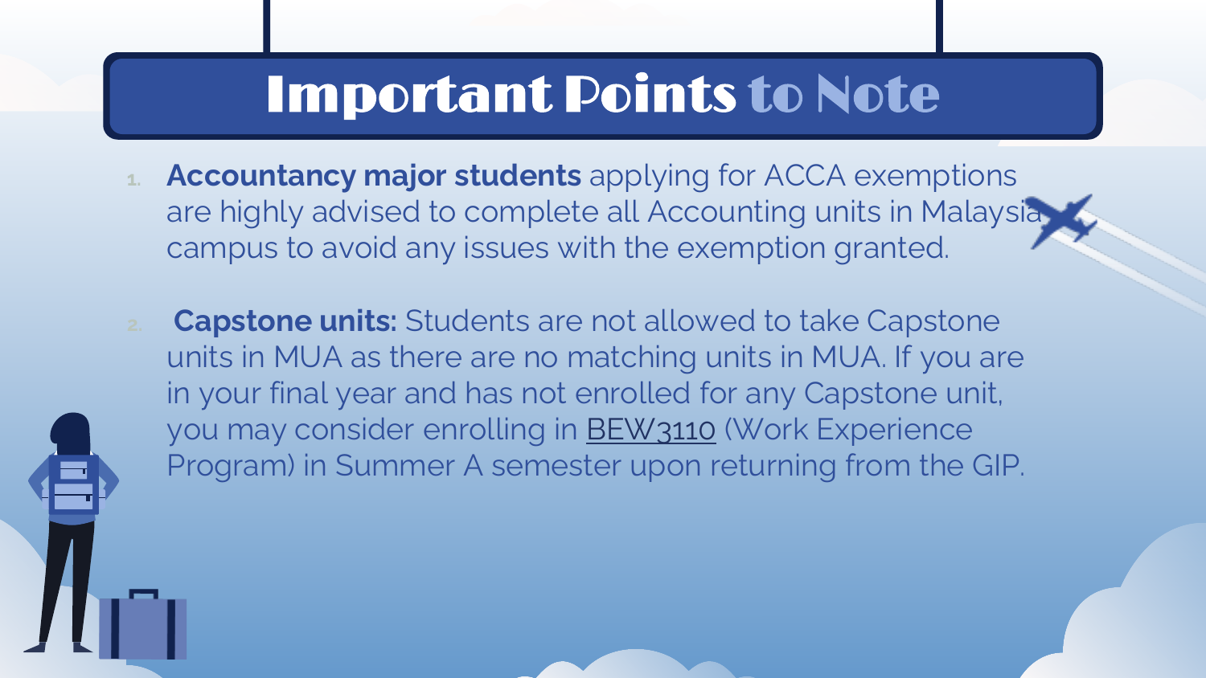# Important Points to Note

1. **Accountancy major students** applying for ACCA exemptions are highly advised to complete all Accounting units in Malaysia campus to avoid any issues with the exemption granted.

2. **Capstone units:** Students are not allowed to take Capstone units in MUA as there are no matching units in MUA. If you are in your final year and has not enrolled for any Capstone unit, you may consider enrolling in BEW3110 (Work Experience Program) in Summer A semester upon returning from the GIP.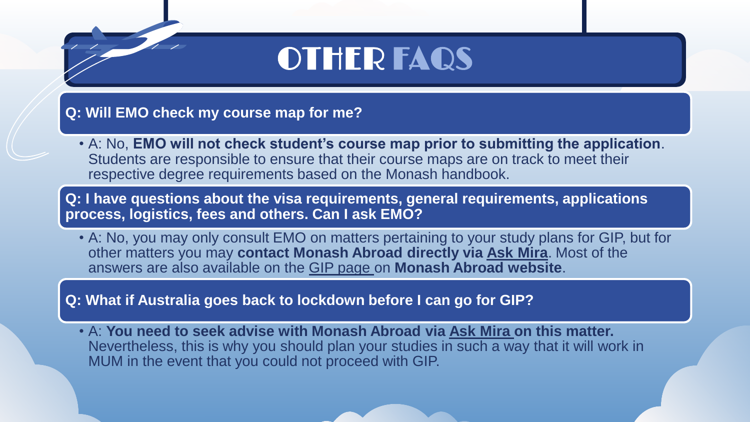# OTHER FAQS

**Q: Will EMO check my course map for me?**

- A: No, **EMO will not check student's course map prior to submitting the application**. Students are responsible to ensure that their course maps are on track to meet their respective degree requirements based on the Monash handbook.

**Q: I have questions about the visa requirements, general requirements, applications process, logistics, fees and others. Can I ask EMO?**

- A: No, you may only consult EMO on matters pertaining to your study plans for GIP, but for other matters you may **contact Monash Abroad directly via Ask Mira**. Most of the answers are also available on the GIP page on **Monash Abroad website**.

**Q: What if Australia goes back to lockdown before I can go for GIP?**

- A: **You need to seek advise with Monash Abroad via Ask Mira on this matter.** Nevertheless, this is why you should plan your studies in such a way that it will work in MUM in the event that you could not proceed with GIP.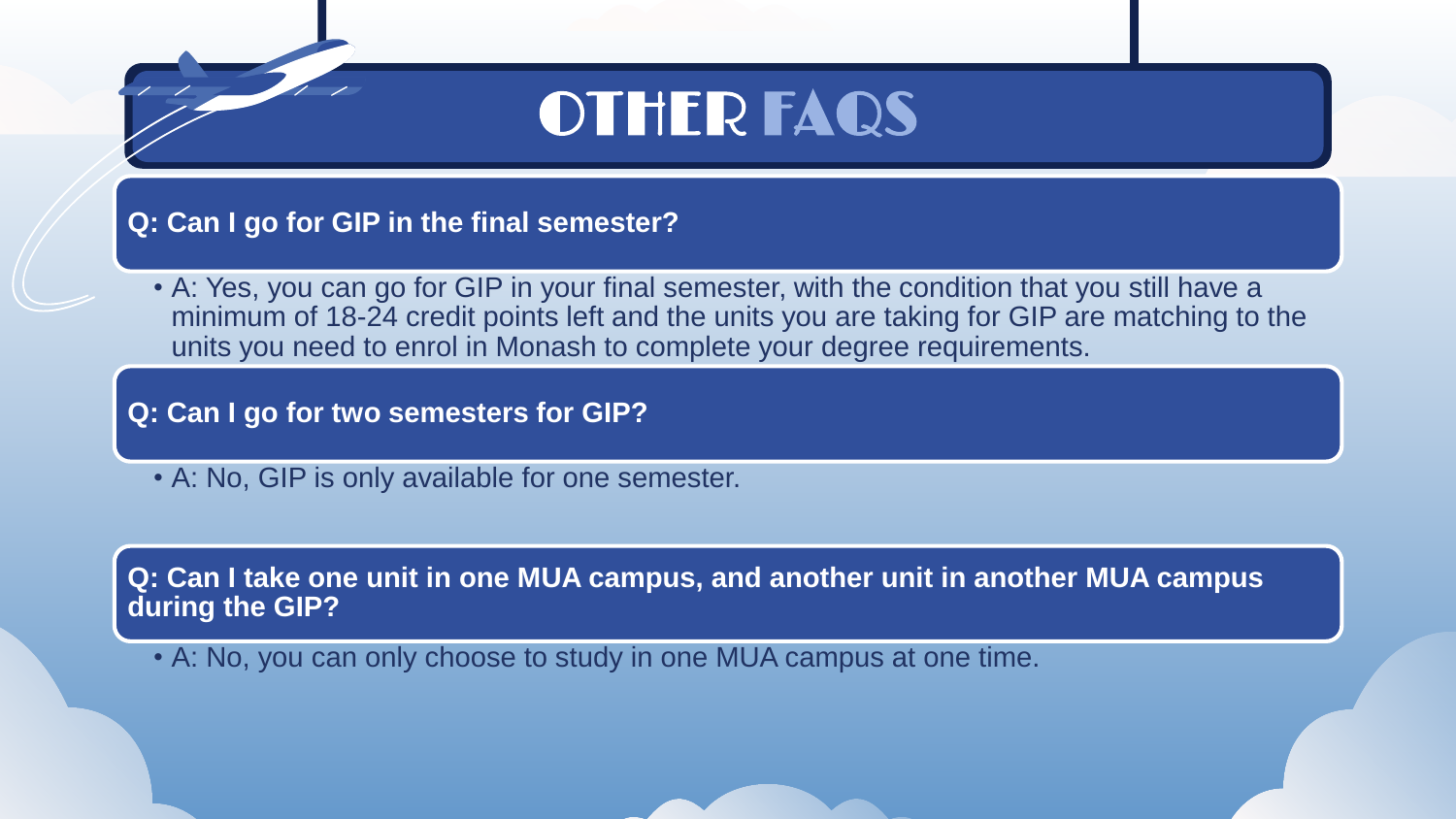# OTHER FAQS

**Q: Can I go for GIP in the final semester?**

- A: Yes, you can go for GIP in your final semester, with the condition that you still have a minimum of 18-24 credit points left and the units you are taking for GIP are matching to the units you need to enrol in Monash to complete your degree requirements.

**Q: Can I go for two semesters for GIP?**

- A: No, GIP is only available for one semester.

**Q: Can I take one unit in one MUA campus, and another unit in another MUA campus during the GIP?**

- A: No, you can only choose to study in one MUA campus at one time.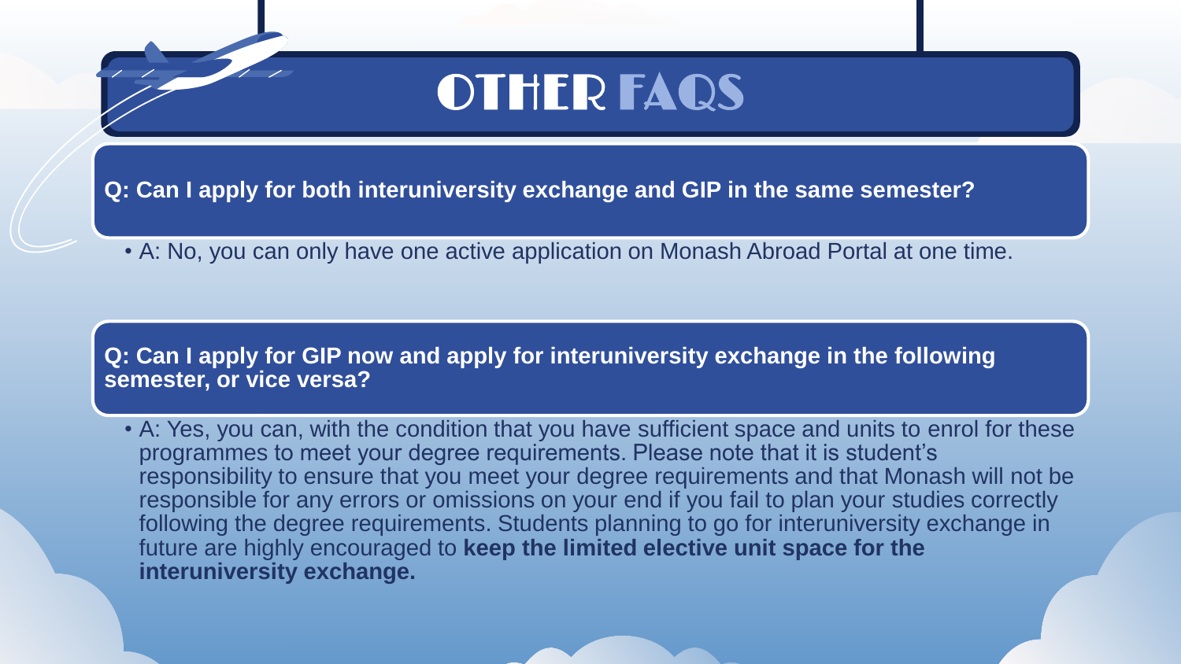# OTHER FAQS

**Q: Can I apply for both interuniversity exchange and GIP in the same semester?**

- A: No, you can only have one active application on Monash Abroad Portal at one time.

**Q: Can I apply for GIP now and apply for interuniversity exchange in the following semester, or vice versa?**

- A: Yes, you can, with the condition that you have sufficient space and units to enrol for these programmes to meet your degree requirements. Please note that it is student's responsibility to ensure that you meet your degree requirements and that Monash will not be responsible for any errors or omissions on your end if you fail to plan your studies correctly following the degree requirements. Students planning to go for interuniversity exchange in future are highly encouraged to **keep the limited elective unit space for the interuniversity exchange.**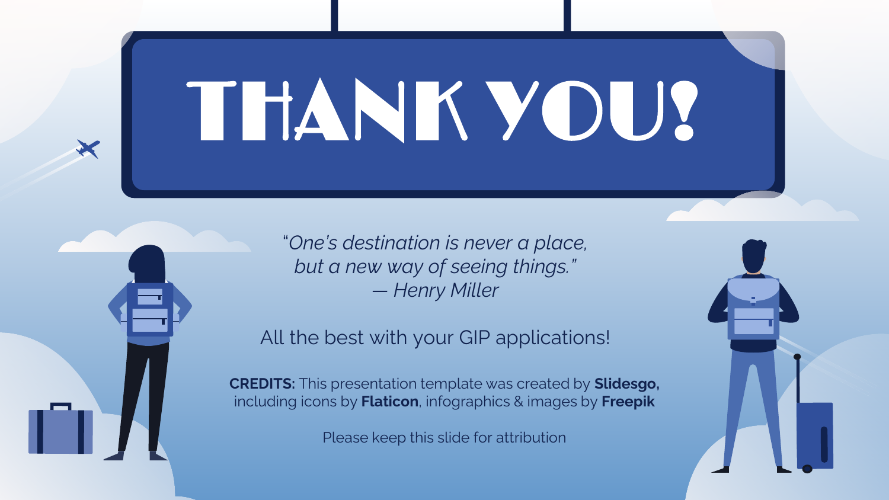# THANK YOU!

*"One's destination is never a place,*
*but a new way of seeing things."*
*— Henry Miller*

All the best with your GIP applications!

**CREDITS:** This presentation template was created by **Slidesgo,** including icons by **Flaticon**, infographics & images by **Freepik**

Please keep this slide for attribution